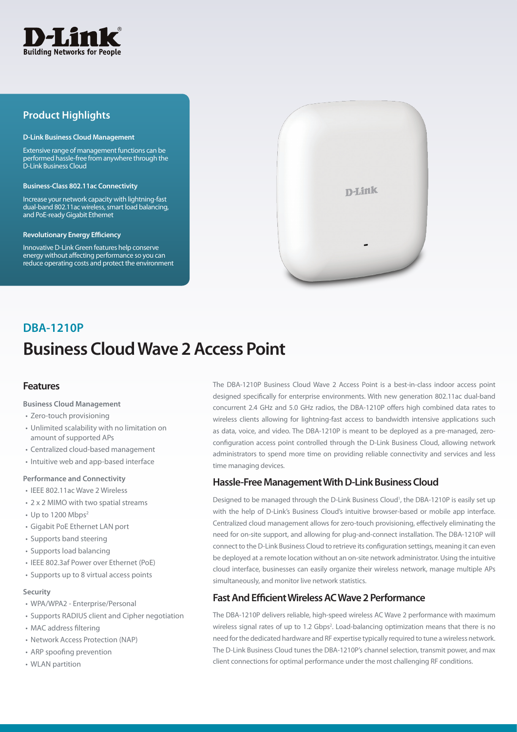## Product Highlights

**D-Link Business Cloud Management**

Extensive range of management functions can be performed hassle-free from anywhere through the D-Link Business Cloud

**Business-Class 802.11ac Connectivity**

Increase your network capacity with lightning-fast dual-band 802.11ac wireless, smart load balancing, and PoE-ready Gigabit Ethernet

**Revolutionary Energy Efficiency**

Innovative D-Link Green features help conserve energy without affecting performance so you can reduce operating costs and protect the environment

## DBA-1210P

# Business Cloud Wave 2 Access Point

### Features

**Business Cloud Management**

- Zero-touch provisioning
- Unlimited scalability with no limitation on amount of supported APs
- Centralized cloud-based management
- Intuitive web and app-based interface

**Performance and Connectivity**

- IEEE 802.11ac Wave 2 Wireless
- 2 x 2 MIMO with two spatial streams
- Up to 1200 Mbps[2]
- Gigabit PoE Ethernet LAN port
- Supports band steering
- Supports load balancing
- IEEE 802.3af Power over Ethernet (PoE)
- Supports up to 8 virtual access points

**Security**

- WPA/WPA2 - Enterprise/Personal
- Supports RADIUS client and Cipher negotiation
- MAC address filtering
- Network Access Protection (NAP)
- ARP spoofing prevention
- WLAN partition

The DBA-1210P Business Cloud Wave 2 Access Point is a best-in-class indoor access point designed specifically for enterprise environments. With new generation 802.11ac dual-band concurrent 2.4 GHz and 5.0 GHz radios, the DBA-1210P offers high combined data rates to wireless clients allowing for lightning-fast access to bandwidth intensive applications such as data, voice, and video. The DBA-1210P is meant to be deployed as a pre-managed, zero-configuration access point controlled through the D-Link Business Cloud, allowing network administrators to spend more time on providing reliable connectivity and services and less time managing devices.

### Hassle-Free Management With D-Link Business Cloud

Designed to be managed through the D-Link Business Cloud[1], the DBA-1210P is easily set up with the help of D-Link's Business Cloud's intuitive browser-based or mobile app interface. Centralized cloud management allows for zero-touch provisioning, effectively eliminating the need for on-site support, and allowing for plug-and-connect installation. The DBA-1210P will connect to the D-Link Business Cloud to retrieve its configuration settings, meaning it can even be deployed at a remote location without an on-site network administrator. Using the intuitive cloud interface, businesses can easily organize their wireless network, manage multiple APs simultaneously, and monitor live network statistics.

### Fast And Efficient Wireless AC Wave 2 Performance

The DBA-1210P delivers reliable, high-speed wireless AC Wave 2 performance with maximum wireless signal rates of up to 1.2 Gbps[2]. Load-balancing optimization means that there is no need for the dedicated hardware and RF expertise typically required to tune a wireless network. The D-Link Business Cloud tunes the DBA-1210P's channel selection, transmit power, and max client connections for optimal performance under the most challenging RF conditions.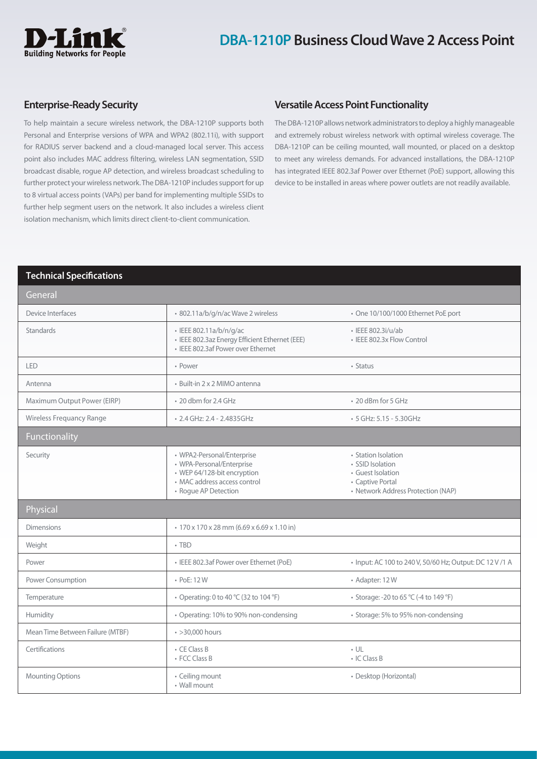# DBA-1210P Business Cloud Wave 2 Access Point

## Enterprise-Ready Security

To help maintain a secure wireless network, the DBA-1210P supports both Personal and Enterprise versions of WPA and WPA2 (802.11i), with support for RADIUS server backend and a cloud-managed local server. This access point also includes MAC address filtering, wireless LAN segmentation, SSID broadcast disable, rogue AP detection, and wireless broadcast scheduling to further protect your wireless network. The DBA-1210P includes support for up to 8 virtual access points (VAPs) per band for implementing multiple SSIDs to further help segment users on the network. It also includes a wireless client isolation mechanism, which limits direct client-to-client communication.

## Versatile Access Point Functionality

The DBA-1210P allows network administrators to deploy a highly manageable and extremely robust wireless network with optimal wireless coverage. The DBA-1210P can be ceiling mounted, wall mounted, or placed on a desktop to meet any wireless demands. For advanced installations, the DBA-1210P has integrated IEEE 802.3af Power over Ethernet (PoE) support, allowing this device to be installed in areas where power outlets are not readily available.

## Technical Specifications

| General | | |
|---|---|---|
| Device Interfaces | • 802.11a/b/g/n/ac Wave 2 wireless | • One 10/100/1000 Ethernet PoE port |
| Standards | • IEEE 802.11a/b/n/g/ac<br>• IEEE 802.3az Energy Efficient Ethernet (EEE)<br>• IEEE 802.3af Power over Ethernet | • IEEE 802.3i/u/ab<br>• IEEE 802.3x Flow Control |
| LED | • Power | • Status |
| Antenna | • Built-in 2 x 2 MIMO antenna | |
| Maximum Output Power (EIRP) | • 20 dbm for 2.4 GHz | • 20 dBm for 5 GHz |
| Wireless Frequancy Range | • 2.4 GHz: 2.4 - 2.4835GHz | • 5 GHz: 5.15 - 5.30GHz |
| **Functionality** | | |
| Security | • WPA2-Personal/Enterprise<br>• WPA-Personal/Enterprise<br>• WEP 64/128-bit encryption<br>• MAC address access control<br>• Rogue AP Detection | • Station Isolation<br>• SSID Isolation<br>• Guest Isolation<br>• Captive Portal<br>• Network Address Protection (NAP) |
| **Physical** | | |
| Dimensions | • 170 x 170 x 28 mm (6.69 x 6.69 x 1.10 in) | |
| Weight | • TBD | |
| Power | • IEEE 802.3af Power over Ethernet (PoE) | • Input: AC 100 to 240 V, 50/60 Hz; Output: DC 12 V /1 A |
| Power Consumption | • PoE: 12 W | • Adapter: 12 W |
| Temperature | • Operating: 0 to 40 °C (32 to 104 °F) | • Storage: -20 to 65 °C (-4 to 149 °F) |
| Humidity | • Operating: 10% to 90% non-condensing | • Storage: 5% to 95% non-condensing |
| Mean Time Between Failure (MTBF) | • >30,000 hours | |
| Certifications | • CE Class B<br>• FCC Class B | • UL<br>• IC Class B |
| Mounting Options | • Ceiling mount<br>• Wall mount | • Desktop (Horizontal) |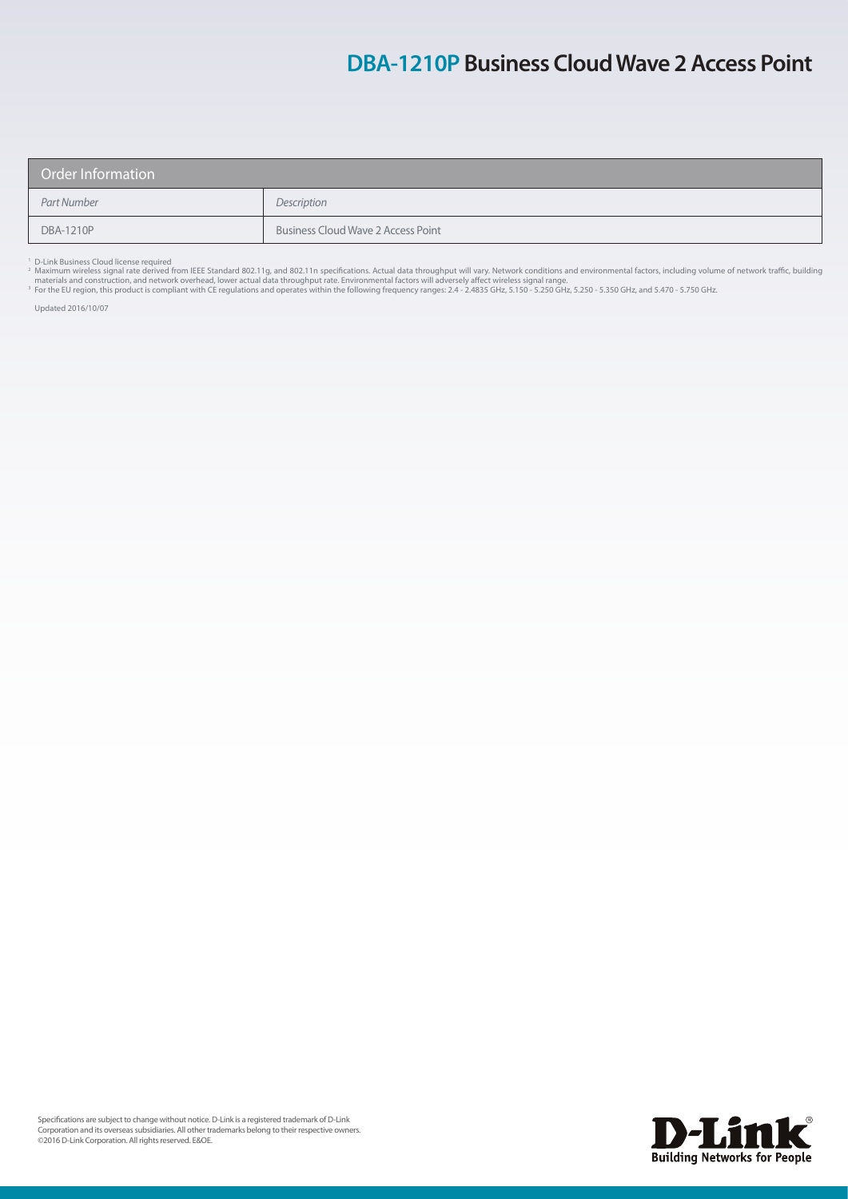# DBA-1210P Business Cloud Wave 2 Access Point

| Order Information | |
|---|---|
| *Part Number* | *Description* |
| DBA-1210P | Business Cloud Wave 2 Access Point |

[1] D-Link Business Cloud license required
[2] Maximum wireless signal rate derived from IEEE Standard 802.11g, and 802.11n specifications. Actual data throughput will vary. Network conditions and environmental factors, including volume of network traffic, building materials and construction, and network overhead, lower actual data throughput rate. Environmental factors will adversely affect wireless signal range.
[3] For the EU region, this product is compliant with CE regulations and operates within the following frequency ranges: 2.4 - 2.4835 GHz, 5.150 - 5.250 GHz, 5.250 - 5.350 GHz, and 5.470 - 5.750 GHz.

Updated 2016/10/07

Specifications are subject to change without notice. D-Link is a registered trademark of D-Link Corporation and its overseas subsidiaries. All other trademarks belong to their respective owners. ©2016 D-Link Corporation. All rights reserved. E&OE.

D-Link® Building Networks for People